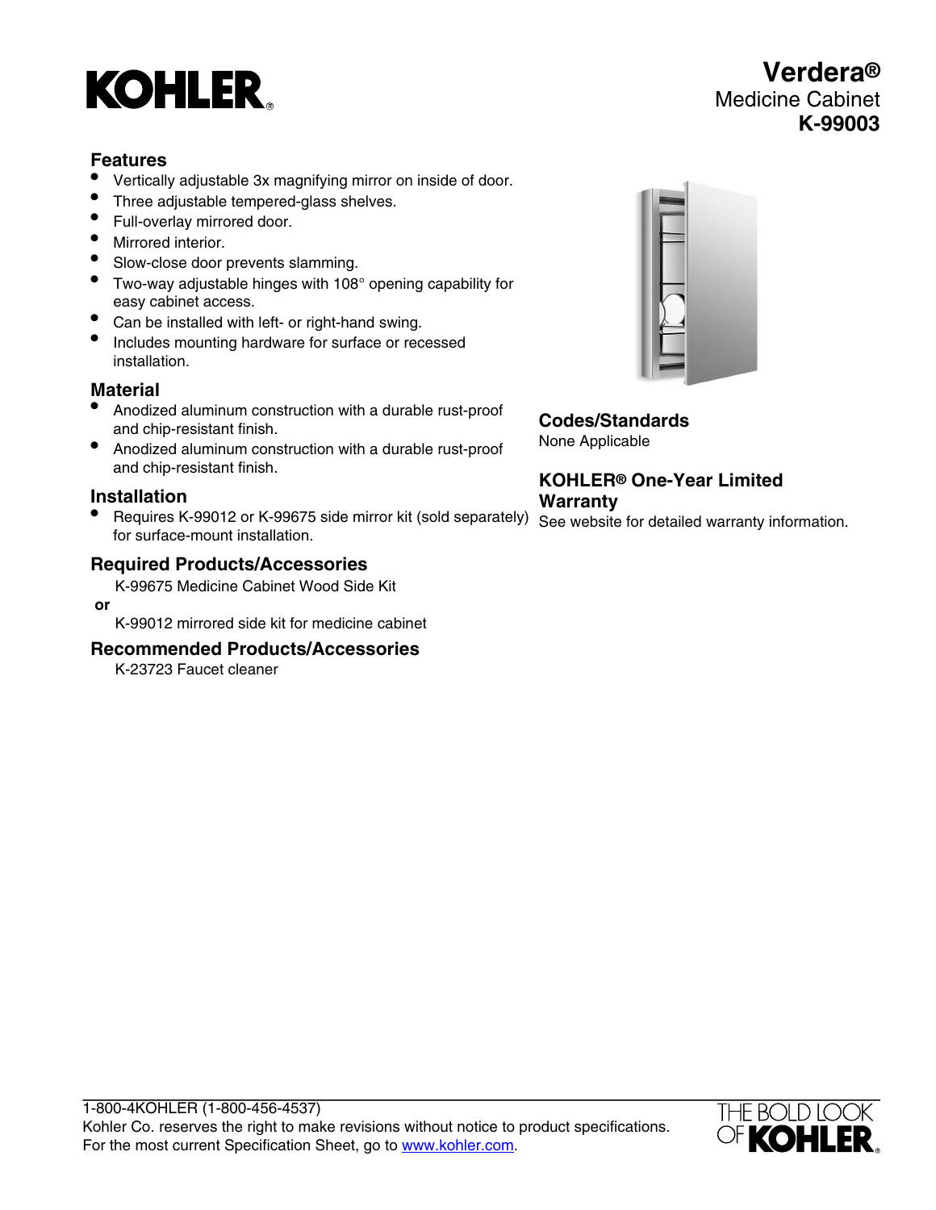KOHLER

# Verdera®

Medicine Cabinet

**K-99003**

## Features

- Vertically adjustable 3x magnifying mirror on inside of door.
- Three adjustable tempered-glass shelves.
- Full-overlay mirrored door.
- Mirrored interior.
- Slow-close door prevents slamming.
- Two-way adjustable hinges with 108° opening capability for easy cabinet access.
- Can be installed with left- or right-hand swing.
- Includes mounting hardware for surface or recessed installation.

## Material

- Anodized aluminum construction with a durable rust-proof and chip-resistant finish.
- Anodized aluminum construction with a durable rust-proof and chip-resistant finish.

## Installation

- Requires K-99012 or K-99675 side mirror kit (sold separately) for surface-mount installation.

## Required Products/Accessories

K-99675 Medicine Cabinet Wood Side Kit

**or**

K-99012 mirrored side kit for medicine cabinet

## Recommended Products/Accessories

K-23723 Faucet cleaner

## Codes/Standards

None Applicable

## KOHLER® One-Year Limited Warranty

See website for detailed warranty information.

1-800-4KOHLER (1-800-456-4537)
Kohler Co. reserves the right to make revisions without notice to product specifications.
For the most current Specification Sheet, go to www.kohler.com.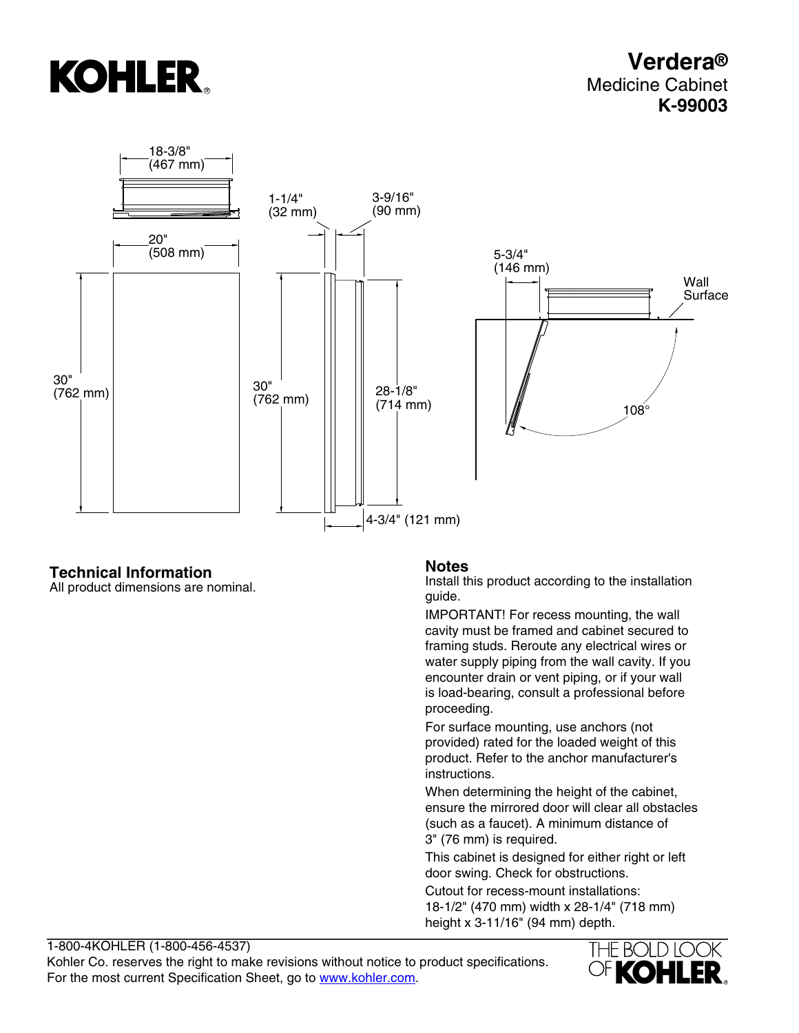KOHLER

# Verdera®

Medicine Cabinet

**K-99003**

18-3/8"
(467 mm)

20"
(508 mm)

30"
(762 mm)

1-1/4"
(32 mm)

3-9/16"
(90 mm)

30"
(762 mm)

28-1/8"
(714 mm)

4-3/4" (121 mm)

5-3/4"
(146 mm)

Wall
Surface

108°

## Technical Information

All product dimensions are nominal.

## Notes

Install this product according to the installation guide.

IMPORTANT! For recess mounting, the wall cavity must be framed and cabinet secured to framing studs. Reroute any electrical wires or water supply piping from the wall cavity. If you encounter drain or vent piping, or if your wall is load-bearing, consult a professional before proceeding.

For surface mounting, use anchors (not provided) rated for the loaded weight of this product. Refer to the anchor manufacturer's instructions.

When determining the height of the cabinet, ensure the mirrored door will clear all obstacles (such as a faucet). A minimum distance of 3" (76 mm) is required.

This cabinet is designed for either right or left door swing. Check for obstructions.

Cutout for recess-mount installations: 18-1/2" (470 mm) width x 28-1/4" (718 mm) height x 3-11/16" (94 mm) depth.

1-800-4KOHLER (1-800-456-4537)

Kohler Co. reserves the right to make revisions without notice to product specifications. For the most current Specification Sheet, go to [www.kohler.com](http://www.kohler.com).

THE BOLD LOOK OF KOHLER